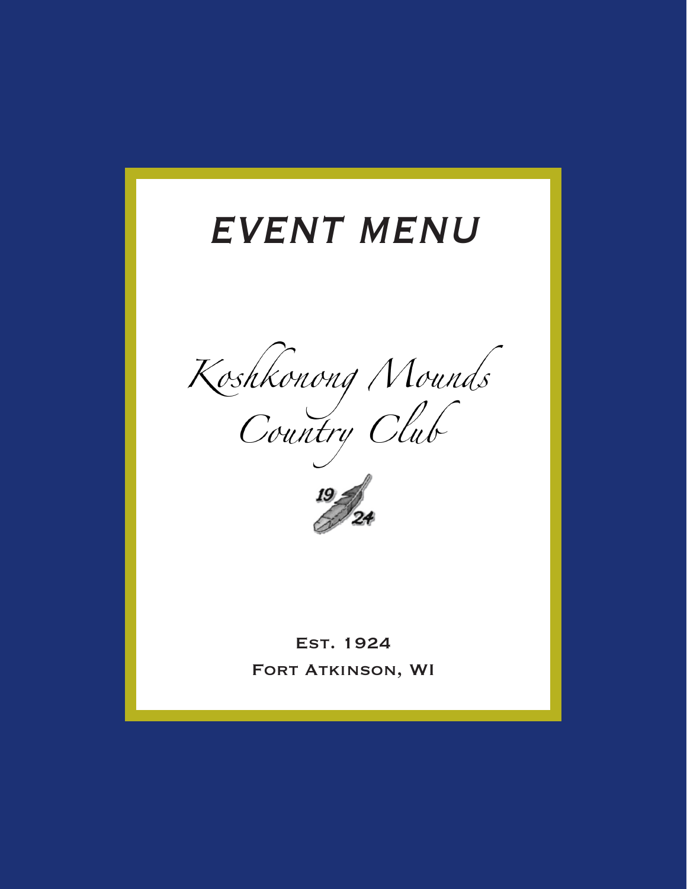# EVENT MENU

*Koshkonong Mounds Country Club*

19 24

Est. 1924

Fort Atkinson, WI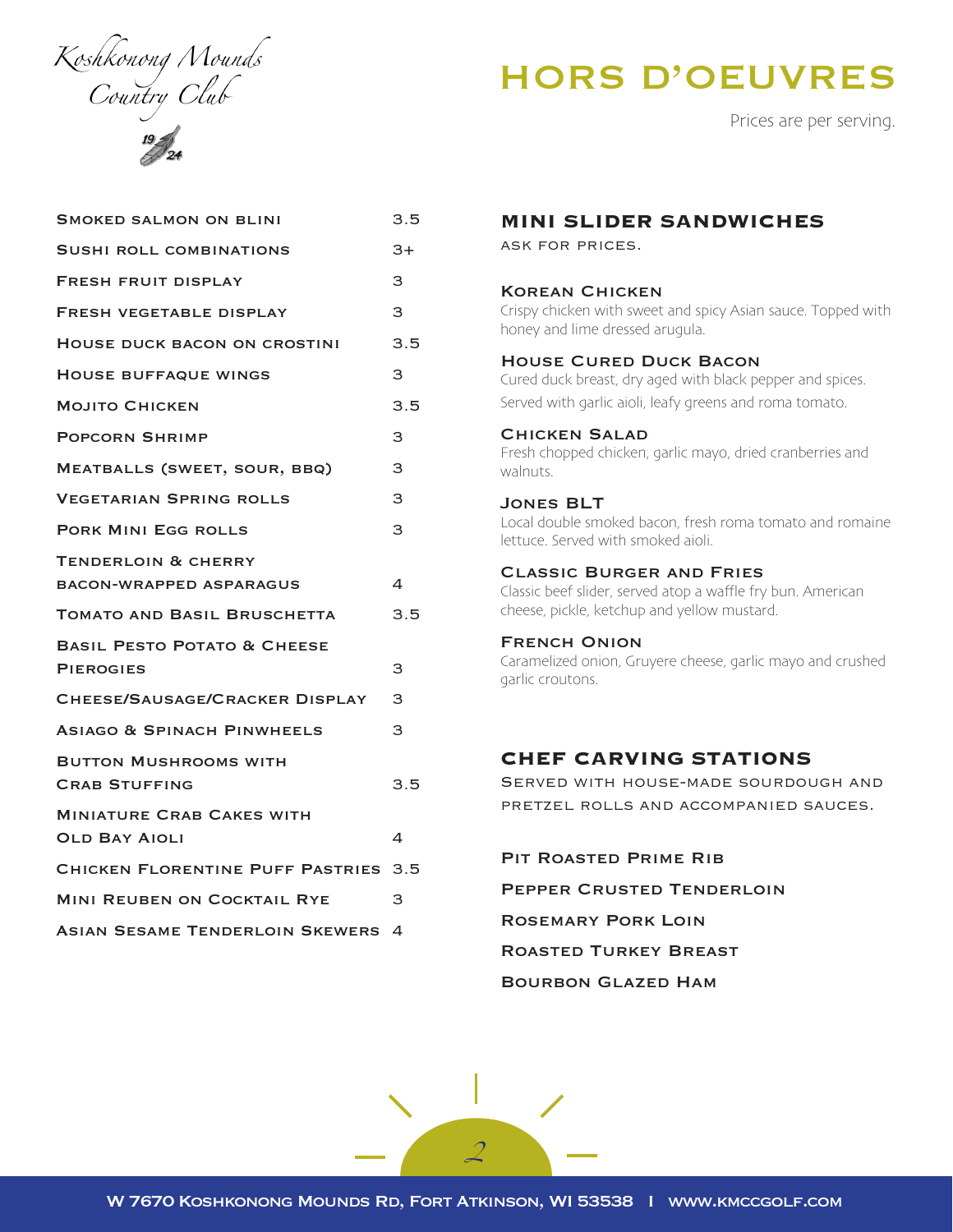Koshkonong Mounds Country Club

# HORS D'OEUVRES

Prices are per serving.

| Item | Price |
|---|---|
| Smoked Salmon on Blini | 3.5 |
| Sushi Roll Combinations | 3+ |
| Fresh Fruit Display | 3 |
| Fresh Vegetable Display | 3 |
| House Duck Bacon on Crostini | 3.5 |
| House Buffaque Wings | 3 |
| Mojito Chicken | 3.5 |
| Popcorn Shrimp | 3 |
| Meatballs (Sweet, Sour, BBQ) | 3 |
| Vegetarian Spring Rolls | 3 |
| Pork Mini Egg Rolls | 3 |
| Tenderloin & Cherry Bacon-Wrapped Asparagus | 4 |
| Tomato and Basil Bruschetta | 3.5 |
| Basil Pesto Potato & Cheese Pierogies | 3 |
| Cheese/Sausage/Cracker Display | 3 |
| Asiago & Spinach Pinwheels | 3 |
| Button Mushrooms with Crab Stuffing | 3.5 |
| Miniature Crab Cakes with Old Bay Aioli | 4 |
| Chicken Florentine Puff Pastries | 3.5 |
| Mini Reuben on Cocktail Rye | 3 |
| Asian Sesame Tenderloin Skewers | 4 |

## MINI SLIDER SANDWICHES

Ask for prices.

**Korean Chicken**
Crispy chicken with sweet and spicy Asian sauce. Topped with honey and lime dressed arugula.

**House Cured Duck Bacon**
Cured duck breast, dry aged with black pepper and spices. Served with garlic aioli, leafy greens and roma tomato.

**Chicken Salad**
Fresh chopped chicken, garlic mayo, dried cranberries and walnuts.

**Jones BLT**
Local double smoked bacon, fresh roma tomato and romaine lettuce. Served with smoked aioli.

**Classic Burger and Fries**
Classic beef slider, served atop a waffle fry bun. American cheese, pickle, ketchup and yellow mustard.

**French Onion**
Caramelized onion, Gruyere cheese, garlic mayo and crushed garlic croutons.

## CHEF CARVING STATIONS

Served with house-made sourdough and pretzel rolls and accompanied sauces.

- Pit Roasted Prime Rib
- Pepper Crusted Tenderloin
- Rosemary Pork Loin
- Roasted Turkey Breast
- Bourbon Glazed Ham

W 7670 Koshkonong Mounds Rd, Fort Atkinson, WI 53538 | www.kmccgolf.com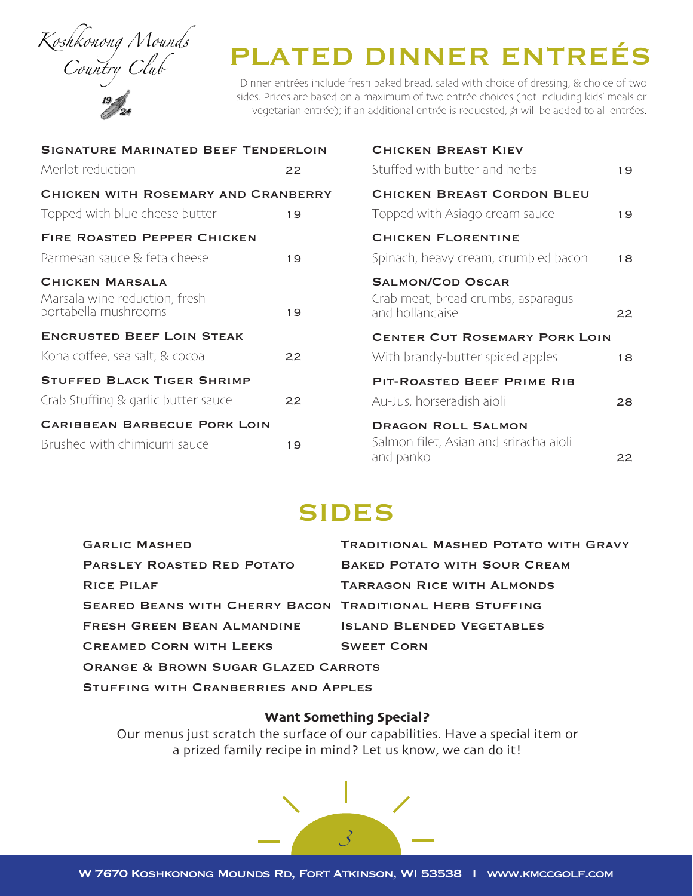Koshkonong Mounds Country Club

1924

# PLATED DINNER ENTREÉS

Dinner entrées include fresh baked bread, salad with choice of dressing, & choice of two sides. Prices are based on a maximum of two entrée choices (not including kids' meals or vegetarian entrée); if an additional entrée is requested, $1 will be added to all entrées.

### Signature Marinated Beef Tenderloin
Merlot reduction — 22

### Chicken with Rosemary and Cranberry
Topped with blue cheese butter — 19

### Fire Roasted Pepper Chicken
Parmesan sauce & feta cheese — 19

### Chicken Marsala
Marsala wine reduction, fresh portabella mushrooms — 19

### Encrusted Beef Loin Steak
Kona coffee, sea salt, & cocoa — 22

### Stuffed Black Tiger Shrimp
Crab Stuffing & garlic butter sauce — 22

### Caribbean Barbecue Pork Loin
Brushed with chimicurri sauce — 19

### Chicken Breast Kiev
Stuffed with butter and herbs — 19

### Chicken Breast Cordon Bleu
Topped with Asiago cream sauce — 19

### Chicken Florentine
Spinach, heavy cream, crumbled bacon — 18

### Salmon/Cod Oscar
Crab meat, bread crumbs, asparagus and hollandaise — 22

### Center Cut Rosemary Pork Loin
With brandy-butter spiced apples — 18

### Pit-Roasted Beef Prime Rib
Au-Jus, horseradish aioli — 28

### Dragon Roll Salmon
Salmon filet, Asian and sriracha aioli and panko — 22

# SIDES

- Garlic Mashed
- Parsley Roasted Red Potato
- Rice Pilaf
- Seared Beans with Cherry Bacon
- Fresh Green Bean Almandine
- Creamed Corn with Leeks
- Traditional Mashed Potato with Gravy
- Baked Potato with Sour Cream
- Tarragon Rice with Almonds
- Traditional Herb Stuffing
- Island Blended Vegetables
- Sweet Corn
- Orange & Brown Sugar Glazed Carrots
- Stuffing with Cranberries and Apples

**Want Something Special?**

Our menus just scratch the surface of our capabilities. Have a special item or a prized family recipe in mind? Let us know, we can do it!

W 7670 Koshkonong Mounds Rd, Fort Atkinson, WI 53538 | www.kmccgolf.com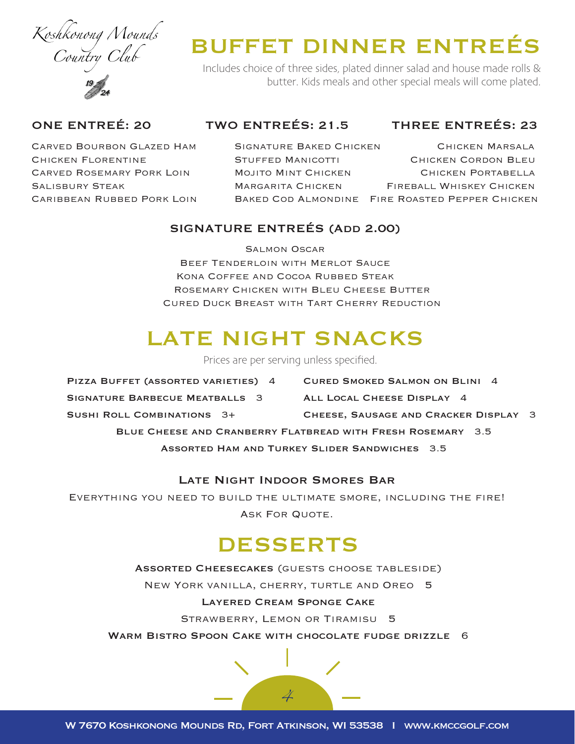Koshkonong Mounds Country Club
1924

# BUFFET DINNER ENTREÉS

Includes choice of three sides, plated dinner salad and house made rolls & butter. Kids meals and other special meals will come plated.

### ONE ENTREÉ: 20

- Carved Bourbon Glazed Ham
- Chicken Florentine
- Carved Rosemary Pork Loin
- Salisbury Steak
- Caribbean Rubbed Pork Loin

### TWO ENTREÉS: 21.5

- Signature Baked Chicken
- Stuffed Manicotti
- Mojito Mint Chicken
- Margarita Chicken
- Baked Cod Almondine

### THREE ENTREÉS: 23

- Chicken Marsala
- Chicken Cordon Bleu
- Chicken Portabella
- Fireball Whiskey Chicken
- Fire Roasted Pepper Chicken

### SIGNATURE ENTREÉS (Add 2.00)

- Salmon Oscar
- Beef Tenderloin with Merlot Sauce
- Kona Coffee and Cocoa Rubbed Steak
- Rosemary Chicken with Bleu Cheese Butter
- Cured Duck Breast with Tart Cherry Reduction

# LATE NIGHT SNACKS

Prices are per serving unless specified.

- **Pizza Buffet (assorted varieties)** 4
- **Signature Barbecue Meatballs** 3
- **Sushi Roll Combinations** 3+
- **Cured Smoked Salmon on Blini** 4
- **All Local Cheese Display** 4
- **Cheese, Sausage and Cracker Display** 3
- **Blue Cheese and Cranberry Flatbread with Fresh Rosemary** 3.5
- **Assorted Ham and Turkey Slider Sandwiches** 3.5

### Late Night Indoor Smores Bar

Everything you need to build the ultimate smore, including the fire!

Ask For Quote.

# DESSERTS

**Assorted Cheesecakes** (guests choose tableside)

New York vanilla, cherry, turtle and Oreo 5

**Layered Cream Sponge Cake**

Strawberry, Lemon or Tiramisu 5

**Warm Bistro Spoon Cake with chocolate fudge drizzle** 6

W 7670 Koshkonong Mounds Rd, Fort Atkinson, WI 53538 | www.kmccgolf.com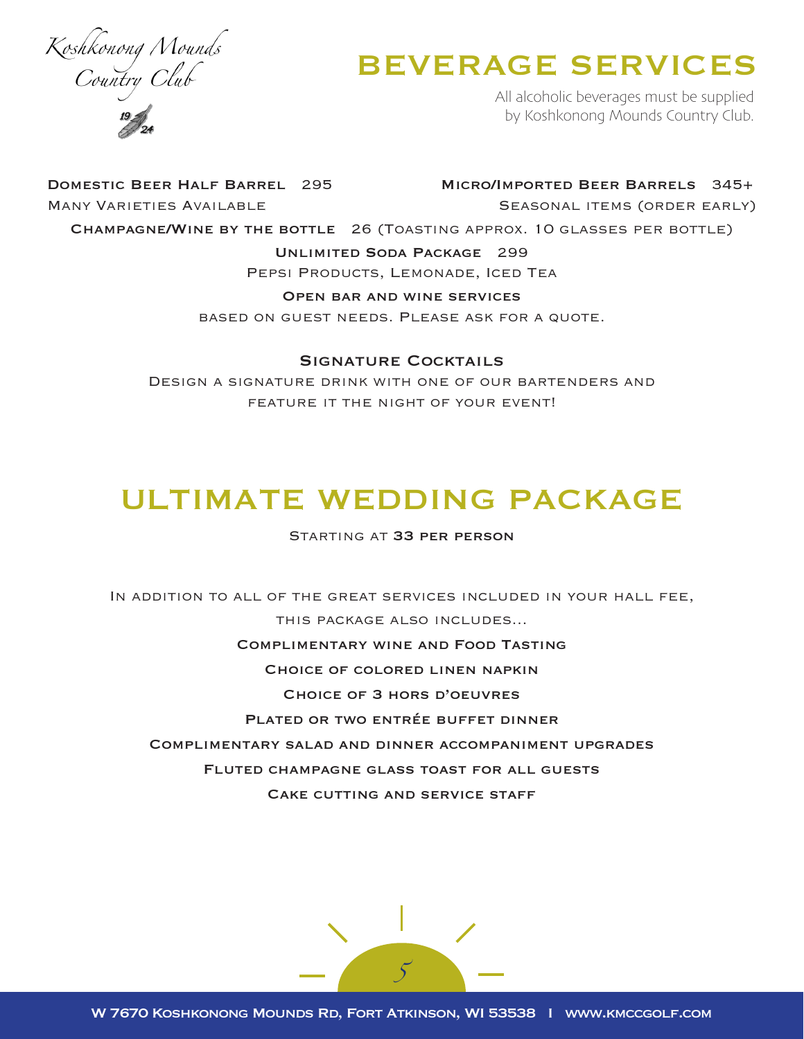Koshkonong Mounds Country Club

# BEVERAGE SERVICES

All alcoholic beverages must be supplied by Koshkonong Mounds Country Club.

**Domestic Beer Half Barrel** 295
Many Varieties Available

**Micro/Imported Beer Barrels** 345+
Seasonal items (order early)

**Champagne/Wine by the bottle** 26 (Toasting approx. 10 glasses per bottle)

**Unlimited Soda Package** 299
Pepsi Products, Lemonade, Iced Tea

**Open bar and wine services**
based on guest needs. Please ask for a quote.

**Signature Cocktails**
Design a signature drink with one of our bartenders and feature it the night of your event!

# ULTIMATE WEDDING PACKAGE

Starting at **33 per person**

In addition to all of the great services included in your hall fee, this package also includes...

**Complimentary wine and Food Tasting**

**Choice of colored linen napkin**

**Choice of 3 hors d'oeuvres**

**Plated or two entrée buffet dinner**

**Complimentary salad and dinner accompaniment upgrades**

**Fluted champagne glass toast for all guests**

**Cake cutting and service staff**

W 7670 Koshkonong Mounds Rd, Fort Atkinson, WI 53538 | www.kmccgolf.com